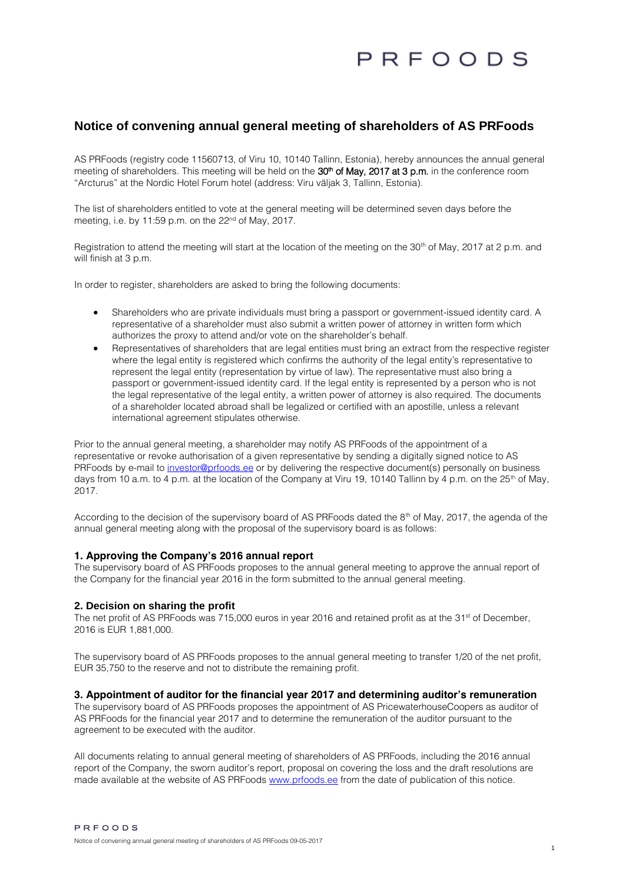# Notice of convening annual general meeting of shareholders of AS PRFoods

AS PRFoods (registry code 11560713, of Viru 10, 10140 Tallinn, Estonia), hereby announces the annual general meeting of shareholders. This meeting will be held on the **30th of May, 2017 at 3 p.m.** in the conference room "Arcturus" at the Nordic Hotel Forum hotel (address: Viru väljak 3, Tallinn, Estonia).

The list of shareholders entitled to vote at the general meeting will be determined seven days before the meeting, i.e. by 11:59 p.m. on the 22nd of May, 2017.

Registration to attend the meeting will start at the location of the meeting on the 30th of May, 2017 at 2 p.m. and will finish at 3 p.m.

In order to register, shareholders are asked to bring the following documents:

- Shareholders who are private individuals must bring a passport or government-issued identity card. A representative of a shareholder must also submit a written power of attorney in written form which authorizes the proxy to attend and/or vote on the shareholder's behalf.
- Representatives of shareholders that are legal entities must bring an extract from the respective register where the legal entity is registered which confirms the authority of the legal entity's representative to represent the legal entity (representation by virtue of law). The representative must also bring a passport or government-issued identity card. If the legal entity is represented by a person who is not the legal representative of the legal entity, a written power of attorney is also required. The documents of a shareholder located abroad shall be legalized or certified with an apostille, unless a relevant international agreement stipulates otherwise.

Prior to the annual general meeting, a shareholder may notify AS PRFoods of the appointment of a representative or revoke authorisation of a given representative by sending a digitally signed notice to AS PRFoods by e-mail to investor@prfoods.ee or by delivering the respective document(s) personally on business days from 10 a.m. to 4 p.m. at the location of the Company at Viru 19, 10140 Tallinn by 4 p.m. on the 25th of May, 2017.

According to the decision of the supervisory board of AS PRFoods dated the 8th of May, 2017, the agenda of the annual general meeting along with the proposal of the supervisory board is as follows:

### 1. Approving the Company's 2016 annual report

The supervisory board of AS PRFoods proposes to the annual general meeting to approve the annual report of the Company for the financial year 2016 in the form submitted to the annual general meeting.

### 2. Decision on sharing the profit

The net profit of AS PRFoods was 715,000 euros in year 2016 and retained profit as at the 31st of December, 2016 is EUR 1,881,000.

The supervisory board of AS PRFoods proposes to the annual general meeting to transfer 1/20 of the net profit, EUR 35,750 to the reserve and not to distribute the remaining profit.

### 3. Appointment of auditor for the financial year 2017 and determining auditor's remuneration

The supervisory board of AS PRFoods proposes the appointment of AS PricewaterhouseCoopers as auditor of AS PRFoods for the financial year 2017 and to determine the remuneration of the auditor pursuant to the agreement to be executed with the auditor.

All documents relating to annual general meeting of shareholders of AS PRFoods, including the 2016 annual report of the Company, the sworn auditor's report, proposal on covering the loss and the draft resolutions are made available at the website of AS PRFoods www.prfoods.ee from the date of publication of this notice.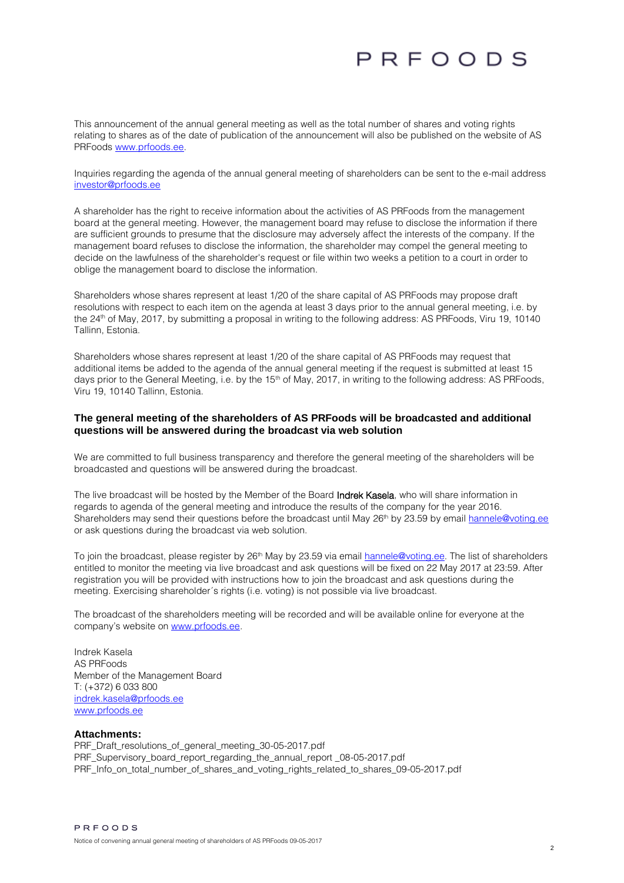This announcement of the annual general meeting as well as the total number of shares and voting rights relating to shares as of the date of publication of the announcement will also be published on the website of AS PRFoods www.prfoods.ee.

Inquiries regarding the agenda of the annual general meeting of shareholders can be sent to the e-mail address investor@prfoods.ee

A shareholder has the right to receive information about the activities of AS PRFoods from the management board at the general meeting. However, the management board may refuse to disclose the information if there are sufficient grounds to presume that the disclosure may adversely affect the interests of the company. If the management board refuses to disclose the information, the shareholder may compel the general meeting to decide on the lawfulness of the shareholder's request or file within two weeks a petition to a court in order to oblige the management board to disclose the information.

Shareholders whose shares represent at least 1/20 of the share capital of AS PRFoods may propose draft resolutions with respect to each item on the agenda at least 3 days prior to the annual general meeting, i.e. by the 24th of May, 2017, by submitting a proposal in writing to the following address: AS PRFoods, Viru 19, 10140 Tallinn, Estonia.

Shareholders whose shares represent at least 1/20 of the share capital of AS PRFoods may request that additional items be added to the agenda of the annual general meeting if the request is submitted at least 15 days prior to the General Meeting, i.e. by the 15th of May, 2017, in writing to the following address: AS PRFoods, Viru 19, 10140 Tallinn, Estonia.

## The general meeting of the shareholders of AS PRFoods will be broadcasted and additional questions will be answered during the broadcast via web solution

We are committed to full business transparency and therefore the general meeting of the shareholders will be broadcasted and questions will be answered during the broadcast.

The live broadcast will be hosted by the Member of the Board **Indrek Kasela**, who will share information in regards to agenda of the general meeting and introduce the results of the company for the year 2016. Shareholders may send their questions before the broadcast until May 26th by 23.59 by email hannele@voting.ee or ask questions during the broadcast via web solution.

To join the broadcast, please register by 26th May by 23.59 via email hannele@voting.ee. The list of shareholders entitled to monitor the meeting via live broadcast and ask questions will be fixed on 22 May 2017 at 23:59. After registration you will be provided with instructions how to join the broadcast and ask questions during the meeting. Exercising shareholder´s rights (i.e. voting) is not possible via live broadcast.

The broadcast of the shareholders meeting will be recorded and will be available online for everyone at the company's website on www.prfoods.ee.

Indrek Kasela
AS PRFoods
Member of the Management Board
T: (+372) 6 033 800
indrek.kasela@prfoods.ee
www.prfoods.ee

**Attachments:**

PRF_Draft_resolutions_of_general_meeting_30-05-2017.pdf
PRF_Supervisory_board_report_regarding_the_annual_report _08-05-2017.pdf
PRF_Info_on_total_number_of_shares_and_voting_rights_related_to_shares_09-05-2017.pdf